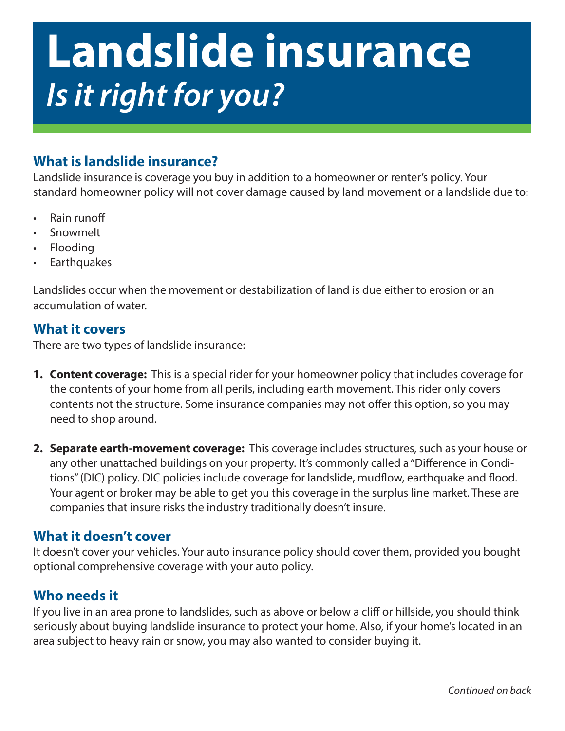# Landslide insurance

## *Is it right for you?*

## What is landslide insurance?

Landslide insurance is coverage you buy in addition to a homeowner or renter's policy. Your standard homeowner policy will not cover damage caused by land movement or a landslide due to:

- Rain runoff
- Snowmelt
- Flooding
- Earthquakes

Landslides occur when the movement or destabilization of land is due either to erosion or an accumulation of water.

## What it covers

There are two types of landslide insurance:

1. **Content coverage:** This is a special rider for your homeowner policy that includes coverage for the contents of your home from all perils, including earth movement. This rider only covers contents not the structure. Some insurance companies may not offer this option, so you may need to shop around.

2. **Separate earth-movement coverage:** This coverage includes structures, such as your house or any other unattached buildings on your property. It's commonly called a "Difference in Conditions" (DIC) policy. DIC policies include coverage for landslide, mudflow, earthquake and flood. Your agent or broker may be able to get you this coverage in the surplus line market. These are companies that insure risks the industry traditionally doesn't insure.

## What it doesn't cover

It doesn't cover your vehicles. Your auto insurance policy should cover them, provided you bought optional comprehensive coverage with your auto policy.

## Who needs it

If you live in an area prone to landslides, such as above or below a cliff or hillside, you should think seriously about buying landslide insurance to protect your home. Also, if your home's located in an area subject to heavy rain or snow, you may also wanted to consider buying it.

*Continued on back*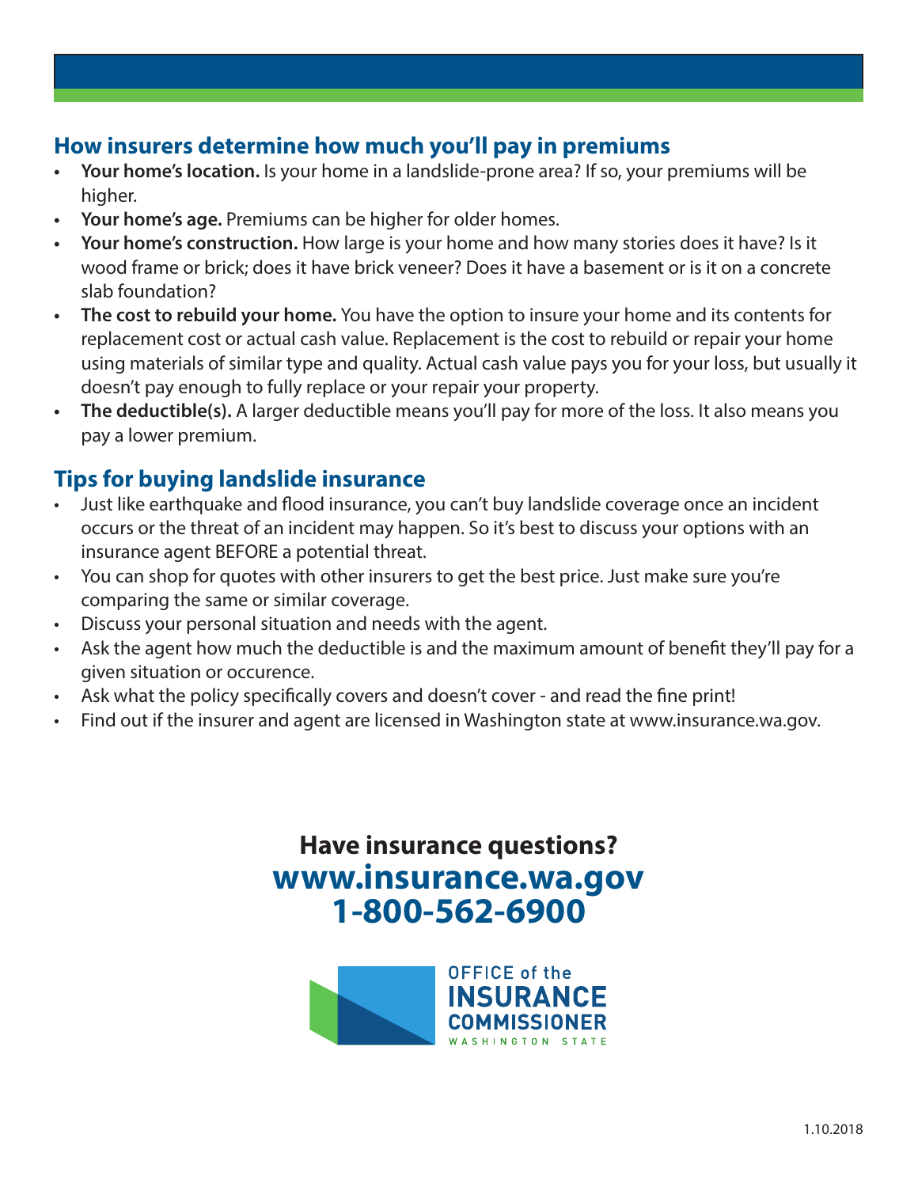## How insurers determine how much you'll pay in premiums

- **Your home's location.** Is your home in a landslide-prone area? If so, your premiums will be higher.
- **Your home's age.** Premiums can be higher for older homes.
- **Your home's construction.** How large is your home and how many stories does it have? Is it wood frame or brick; does it have brick veneer? Does it have a basement or is it on a concrete slab foundation?
- **The cost to rebuild your home.** You have the option to insure your home and its contents for replacement cost or actual cash value. Replacement is the cost to rebuild or repair your home using materials of similar type and quality. Actual cash value pays you for your loss, but usually it doesn't pay enough to fully replace or your repair your property.
- **The deductible(s).** A larger deductible means you'll pay for more of the loss. It also means you pay a lower premium.

## Tips for buying landslide insurance

- Just like earthquake and flood insurance, you can't buy landslide coverage once an incident occurs or the threat of an incident may happen. So it's best to discuss your options with an insurance agent BEFORE a potential threat.
- You can shop for quotes with other insurers to get the best price. Just make sure you're comparing the same or similar coverage.
- Discuss your personal situation and needs with the agent.
- Ask the agent how much the deductible is and the maximum amount of benefit they'll pay for a given situation or occurence.
- Ask what the policy specifically covers and doesn't cover - and read the fine print!
- Find out if the insurer and agent are licensed in Washington state at www.insurance.wa.gov.

**Have insurance questions?**
**www.insurance.wa.gov**
**1-800-562-6900**

OFFICE of the INSURANCE COMMISSIONER WASHINGTON STATE

1.10.2018